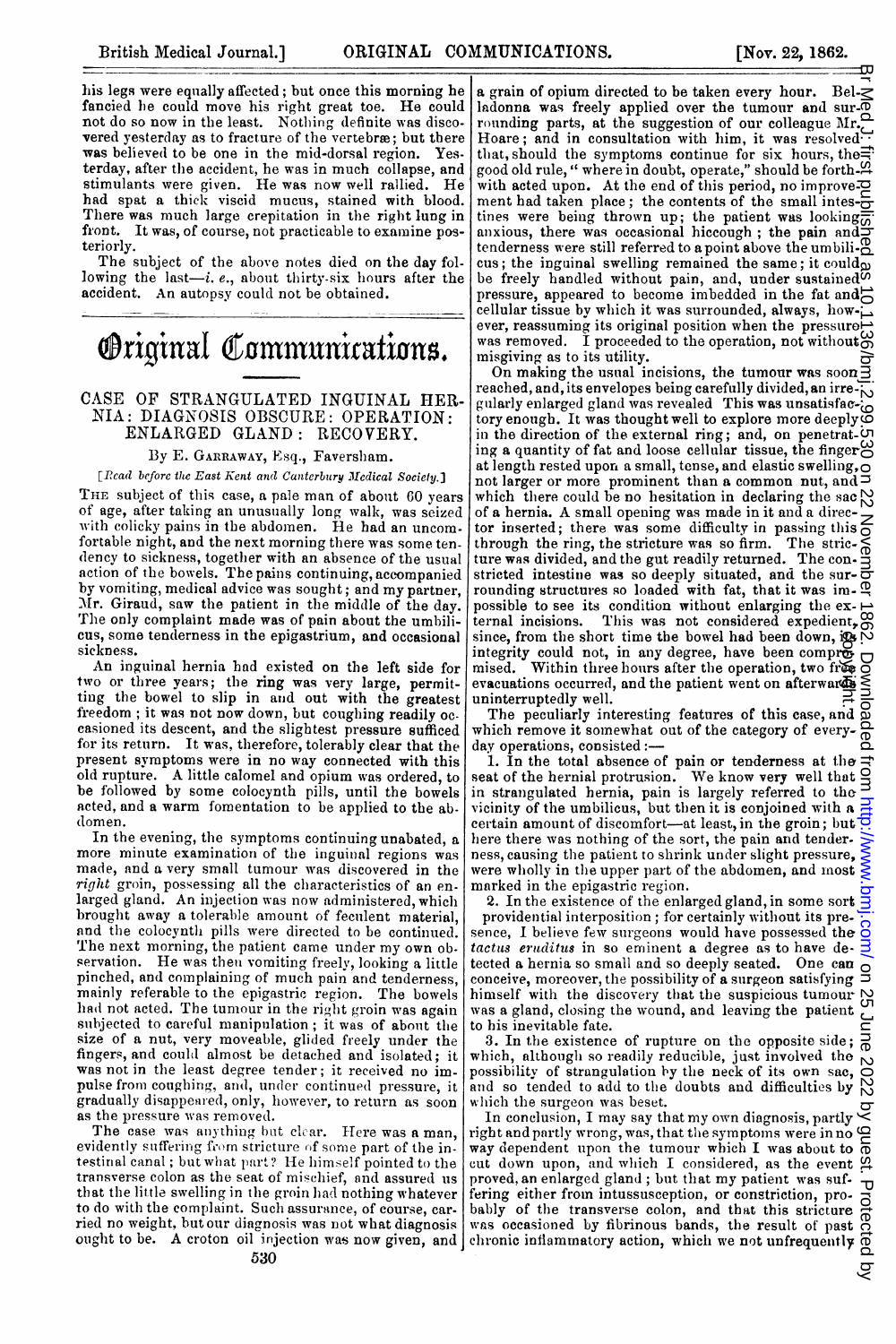his legs were equally affected; but once this morning he fancied he could move his right great toe. He could not do so now in the least. Nothing definite was discovered yesterday as to fracture of the vertebræ; but there was believed to be one in the mid-dorsal region. Yesterday, after the accident, he was in much collapse, and stimulants were given. He was now well rallied. He had spat a thick viscid mucus, stained with blood. There was much large crepitation in the right lung in front. It was, of course, not practicable to examine posteriorly.

The subject of the above notes died on the day following the last—*i. e.*, about thirty-six hours after the accident. An autopsy could not be obtained.

# Original Communications.

## CASE OF STRANGULATED INGUINAL HERNIA: DIAGNOSIS OBSCURE: OPERATION: ENLARGED GLAND: RECOVERY.

By E. GARRAWAY, Esq., Faversham.

[*Read before the East Kent and Canterbury Medical Society.*]

THE subject of this case, a pale man of about 60 years of age, after taking an unusually long walk, was seized with colicky pains in the abdomen. He had an uncomfortable night, and the next morning there was some tendency to sickness, together with an absence of the usual action of the bowels. The pains continuing, accompanied by vomiting, medical advice was sought; and my partner, Mr. Giraud, saw the patient in the middle of the day. The only complaint made was of pain about the umbilicus, some tenderness in the epigastrium, and occasional sickness.

An inguinal hernia had existed on the left side for two or three years; the ring was very large, permitting the bowel to slip in and out with the greatest freedom; it was not now down, but coughing readily occasioned its descent, and the slightest pressure sufficed for its return. It was, therefore, tolerably clear that the present symptoms were in no way connected with this old rupture. A little calomel and opium was ordered, to be followed by some colocynth pills, until the bowels acted, and a warm fomentation to be applied to the abdomen.

In the evening, the symptoms continuing unabated, a more minute examination of the inguinal regions was made, and a very small tumour was discovered in the *right* groin, possessing all the characteristics of an enlarged gland. An injection was now administered, which brought away a tolerable amount of feculent material, and the colocynth pills were directed to be continued. The next morning, the patient came under my own observation. He was then vomiting freely, looking a little pinched, and complaining of much pain and tenderness, mainly referable to the epigastric region. The bowels had not acted. The tumour in the right groin was again subjected to careful manipulation; it was of about the size of a nut, very moveable, glided freely under the fingers, and could almost be detached and isolated; it was not in the least degree tender; it received no impulse from coughing, and, under continued pressure, it gradually disappeared, only, however, to return as soon as the pressure was removed.

The case was anything but clear. Here was a man, evidently suffering from stricture of some part of the intestinal canal; but what part? He himself pointed to the transverse colon as the seat of mischief, and assured us that the little swelling in the groin had nothing whatever to do with the complaint. Such assurance, of course, carried no weight, but our diagnosis was not what diagnosis ought to be. A croton oil injection was now given, and a grain of opium directed to be taken every hour. Belladonna was freely applied over the tumour and surrounding parts, at the suggestion of our colleague Mr. Hoare; and in consultation with him, it was resolved that, should the symptoms continue for six hours, the good old rule, "where in doubt, operate," should be forthwith acted upon. At the end of this period, no improvement had taken place; the contents of the small intestines were being thrown up; the patient was looking anxious, there was occasional hiccough; the pain and tenderness were still referred to a point above the umbilicus; the inguinal swelling remained the same; it could be freely handled without pain, and, under sustained pressure, appeared to become imbedded in the fat and cellular tissue by which it was surrounded, always, however, reassuming its original position when the pressure was removed. I proceeded to the operation, not without misgiving as to its utility.

On making the usual incisions, the tumour was soon reached, and, its envelopes being carefully divided, an irregularly enlarged gland was revealed This was unsatisfactory enough. It was thought well to explore more deeply in the direction of the external ring; and, on penetrating a quantity of fat and loose cellular tissue, the finger at length rested upon a small, tense, and elastic swelling, not larger or more prominent than a common nut, and which there could be no hesitation in declaring the sac of a hernia. A small opening was made in it and a director inserted; there was some difficulty in passing this through the ring, the stricture was so firm. The stricture was divided, and the gut readily returned. The constricted intestine was so deeply situated, and the surrounding structures so loaded with fat, that it was impossible to see its condition without enlarging the external incisions. This was not considered expedient, since, from the short time the bowel had been down, its integrity could not, in any degree, have been compromised. Within three hours after the operation, two free evacuations occurred, and the patient went on afterwards uninterruptedly well.

The peculiarly interesting features of this case, and which remove it somewhat out of the category of everyday operations, consisted:—

1. In the total absence of pain or tenderness at the seat of the hernial protrusion. We know very well that in strangulated hernia, pain is largely referred to the vicinity of the umbilicus, but then it is conjoined with a certain amount of discomfort—at least, in the groin; but here there was nothing of the sort, the pain and tenderness, causing the patient to shrink under slight pressure, were wholly in the upper part of the abdomen, and most marked in the epigastric region.

2. In the existence of the enlarged gland, in some sort a providential interposition; for certainly without its presence, I believe few surgeons would have possessed the *tactus eruditus* in so eminent a degree as to have detected a hernia so small and so deeply seated. One can conceive, moreover, the possibility of a surgeon satisfying himself with the discovery that the suspicious tumour was a gland, closing the wound, and leaving the patient to his inevitable fate.

3. In the existence of rupture on the opposite side; which, although so readily reducible, just involved the possibility of strangulation by the neck of its own sac, and so tended to add to the doubts and difficulties by which the surgeon was beset.

In conclusion, I may say that my own diagnosis, partly right and partly wrong, was, that the symptoms were in no way dependent upon the tumour which I was about to cut down upon, and which I considered, as the event proved, an enlarged gland; but that my patient was suffering either from intussusception, or constriction, probably of the transverse colon, and that this stricture was occasioned by fibrinous bands, the result of past chronic inflammatory action, which we not unfrequently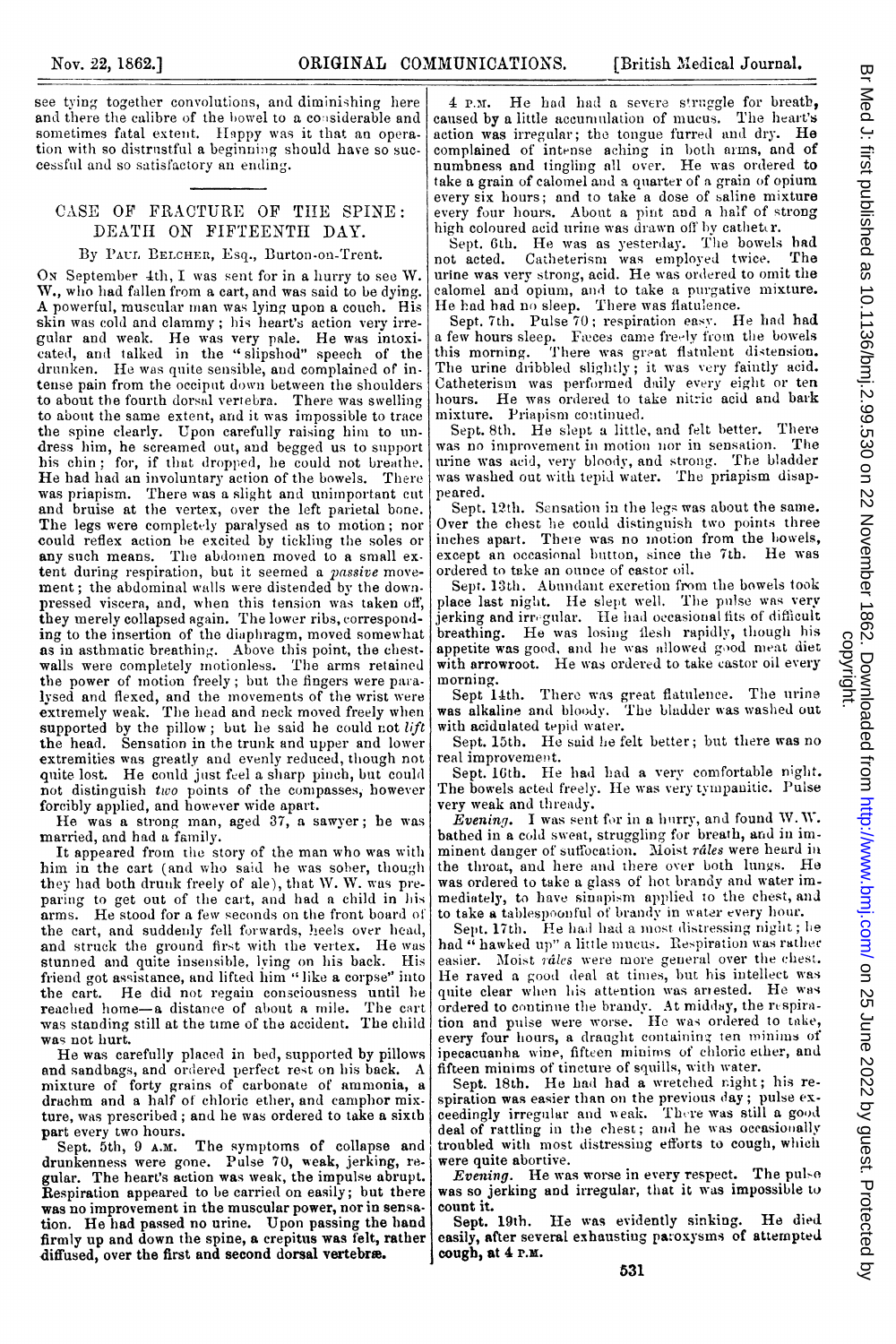see tying together convolutions, and diminishing here and there the calibre of the bowel to a considerable and sometimes fatal extent. Happy was it that an operation with so distrustful a beginning should have so successful and so satisfactory an ending.

## CASE OF FRACTURE OF THE SPINE: DEATH ON FIFTEENTH DAY.

By Paul Belcher, Esq., Burton-on-Trent.

On September 4th, I was sent for in a hurry to see W. W., who had fallen from a cart, and was said to be dying. A powerful, muscular man was lying upon a couch. His skin was cold and clammy; his heart's action very irregular and weak. He was very pale. He was intoxicated, and talked in the "slipshod" speech of the drunken. He was quite sensible, and complained of intense pain from the occiput down between the shoulders to about the fourth dorsal vertebra. There was swelling to about the same extent, and it was impossible to trace the spine clearly. Upon carefully raising him to undress him, he screamed out, and begged us to support his chin; for, if that dropped, he could not breathe. He had had an involuntary action of the bowels. There was priapism. There was a slight and unimportant cut and bruise at the vertex, over the left parietal bone. The legs were completely paralysed as to motion; nor could reflex action be excited by tickling the soles or any such means. The abdomen moved to a small extent during respiration, but it seemed a *passive* movement; the abdominal walls were distended by the downpressed viscera, and, when this tension was taken off, they merely collapsed again. The lower ribs, corresponding to the insertion of the diaphragm, moved somewhat as in asthmatic breathing. Above this point, the chest-walls were completely motionless. The arms retained the power of motion freely; but the fingers were paralysed and flexed, and the movements of the wrist were extremely weak. The head and neck moved freely when supported by the pillow; but he said he could not *lift* the head. Sensation in the trunk and upper and lower extremities was greatly and evenly reduced, though not quite lost. He could just feel a sharp pinch, but could not distinguish *two* points of the compasses, however forcibly applied, and however wide apart.

He was a strong man, aged 37, a sawyer; he was married, and had a family.

It appeared from the story of the man who was with him in the cart (and who said he was sober, though they had both drunk freely of ale), that W. W. was preparing to get out of the cart, and had a child in his arms. He stood for a few seconds on the front board of the cart, and suddenly fell forwards, heels over head, and struck the ground first with the vertex. He was stunned and quite insensible, lying on his back. His friend got assistance, and lifted him "like a corpse" into the cart. He did not regain consciousness until he reached home—a distance of about a mile. The cart was standing still at the time of the accident. The child was not hurt.

He was carefully placed in bed, supported by pillows and sandbags, and ordered perfect rest on his back. A mixture of forty grains of carbonate of ammonia, a drachm and a half of chloric ether, and camphor mixture, was prescribed; and he was ordered to take a sixth part every two hours.

Sept. 5th, 9 A.M. The symptoms of collapse and drunkenness were gone. Pulse 70, weak, jerking, regular. The heart's action was weak, the impulse abrupt. Respiration appeared to be carried on easily; but there was no improvement in the muscular power, nor in sensation. He had passed no urine. Upon passing the hand firmly up and down the spine, a crepitus was felt, rather diffused, over the first and second dorsal vertebræ.

4 P.M. He had had a severe struggle for breath, caused by a little accumulation of mucus. The heart's action was irregular; the tongue furred and dry. He complained of intense aching in both arms, and of numbness and tingling all over. He was ordered to take a grain of calomel and a quarter of a grain of opium every six hours; and to take a dose of saline mixture every four hours. About a pint and a half of strong high coloured acid urine was drawn off by catheter.

Sept. 6th. He was as yesterday. The bowels had not acted. Catheterism was employed twice. The urine was very strong, acid. He was ordered to omit the calomel and opium, and to take a purgative mixture. He had had no sleep. There was flatulence.

Sept. 7th. Pulse 70; respiration easy. He had had a few hours sleep. Fæces came freely from the bowels this morning. There was great flatulent distension. The urine dribbled slightly; it was very faintly acid. Catheterism was performed daily every eight or ten hours. He was ordered to take nitric acid and bark mixture. Priapism continued.

Sept. 8th. He slept a little, and felt better. There was no improvement in motion nor in sensation. The urine was acid, very bloody, and strong. The bladder was washed out with tepid water. The priapism disappeared.

Sept. 12th. Sensation in the legs was about the same. Over the chest he could distinguish two points three inches apart. There was no motion from the bowels, except an occasional button, since the 7th. He was ordered to take an ounce of castor oil.

Sept. 13th. Abundant excretion from the bowels took place last night. He slept well. The pulse was very jerking and irregular. He had occasional fits of difficult breathing. He was losing flesh rapidly, though his appetite was good, and he was allowed good meat diet with arrowroot. He was ordered to take castor oil every morning.

Sept 14th. There was great flatulence. The urine was alkaline and bloody. The bladder was washed out with acidulated tepid water.

Sept. 15th. He said he felt better; but there was no real improvement.

Sept. 16th. He had had a very comfortable night. The bowels acted freely. He was very tympanitic. Pulse very weak and thready.

*Evening.* I was sent for in a hurry, and found W. W. bathed in a cold sweat, struggling for breath, and in imminent danger of suffocation. Moist *râles* were heard in the throat, and here and there over both lungs. He was ordered to take a glass of hot brandy and water immediately, to have sinapism applied to the chest, and to take a tablespoonful of brandy in water every hour.

Sept. 17th. He had had a most distressing night; he had "hawked up" a little mucus. Respiration was rather easier. Moist *râles* were more general over the chest. He raved a good deal at times, but his intellect was quite clear when his attention was arrested. He was ordered to continue the brandy. At midday, the respiration and pulse were worse. He was ordered to take, every four hours, a draught containing ten minims of ipecacuanha wine, fifteen minims of chloric ether, and fifteen minims of tincture of squills, with water.

Sept. 18th. He had had a wretched night; his respiration was easier than on the previous day; pulse exceedingly irregular and weak. There was still a good deal of rattling in the chest; and he was occasionally troubled with most distressing efforts to cough, which were quite abortive.

*Evening.* He was worse in every respect. The pulse was so jerking and irregular, that it was impossible to count it.

Sept. 19th. He was evidently sinking. He died easily, after several exhausting paroxysms of attempted cough, at 4 P.M.